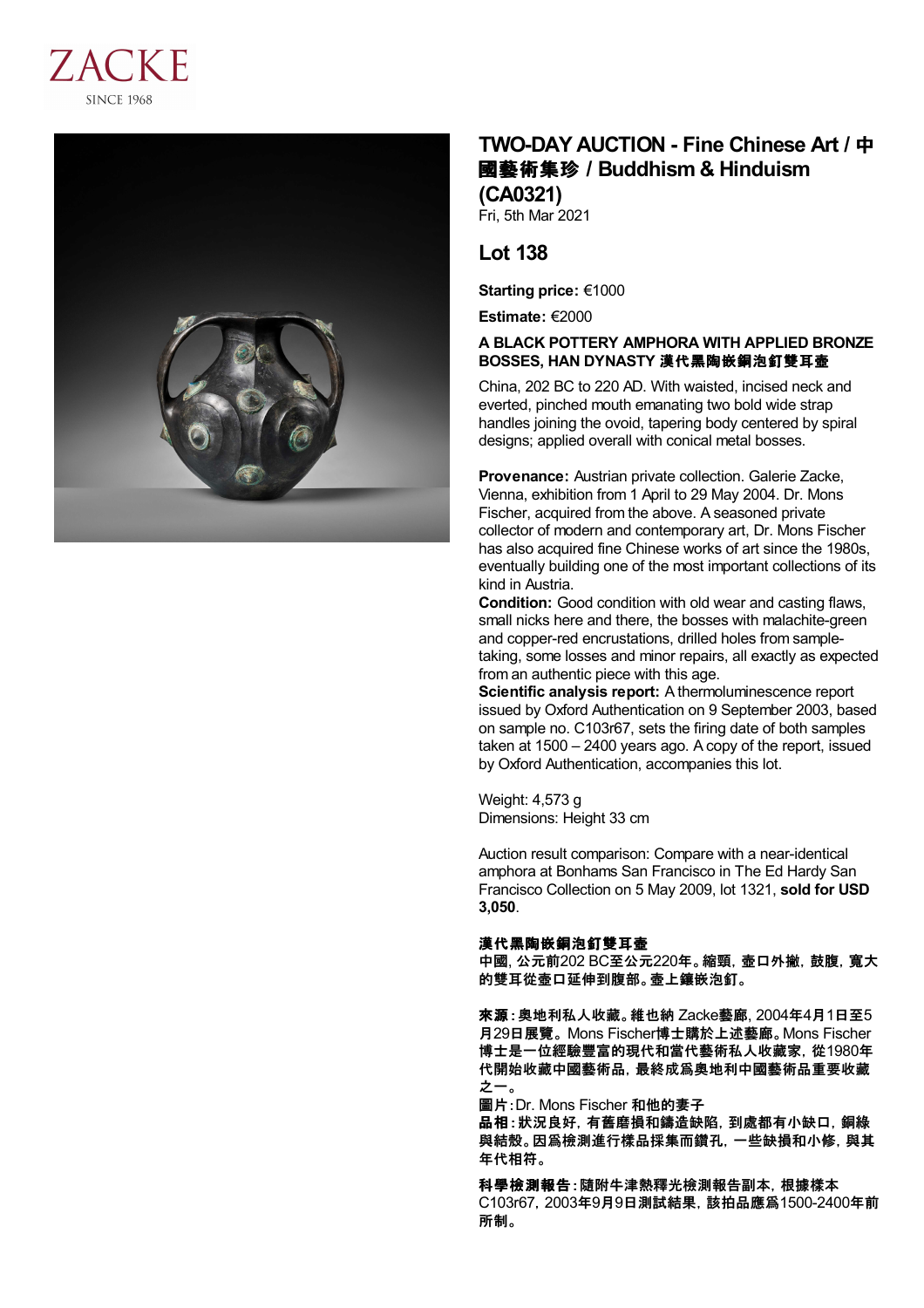ZACKE
SINCE 1968

# TWO-DAY AUCTION - Fine Chinese Art / 中國藝術集珍 / Buddhism & Hinduism (CA0321)

Fri, 5th Mar 2021

## Lot 138

**Starting price:** €1000

**Estimate:** €2000

### A BLACK POTTERY AMPHORA WITH APPLIED BRONZE BOSSES, HAN DYNASTY 漢代黑陶嵌銅泡釘雙耳壺

China, 202 BC to 220 AD. With waisted, incised neck and everted, pinched mouth emanating two bold wide strap handles joining the ovoid, tapering body centered by spiral designs; applied overall with conical metal bosses.

**Provenance:** Austrian private collection. Galerie Zacke, Vienna, exhibition from 1 April to 29 May 2004. Dr. Mons Fischer, acquired from the above. A seasoned private collector of modern and contemporary art, Dr. Mons Fischer has also acquired fine Chinese works of art since the 1980s, eventually building one of the most important collections of its kind in Austria.

**Condition:** Good condition with old wear and casting flaws, small nicks here and there, the bosses with malachite-green and copper-red encrustations, drilled holes from sample-taking, some losses and minor repairs, all exactly as expected from an authentic piece with this age.

**Scientific analysis report:** A thermoluminescence report issued by Oxford Authentication on 9 September 2003, based on sample no. C103r67, sets the firing date of both samples taken at 1500 – 2400 years ago. A copy of the report, issued by Oxford Authentication, accompanies this lot.

Weight: 4,573 g
Dimensions: Height 33 cm

Auction result comparison: Compare with a near-identical amphora at Bonhams San Francisco in The Ed Hardy San Francisco Collection on 5 May 2009, lot 1321, **sold for USD 3,050**.

**漢代黑陶嵌銅泡釘雙耳壺**
**中國，公元前202 BC至公元220年。縮頸，壺口外撇，鼓腹，寬大的雙耳從壺口延伸到腹部。壺上鑲嵌泡釘。**

**來源：奧地利私人收藏。維也納** Zacke**藝廊，**2004**年**4**月**1**日至**5**月**29**日展覽。**Mons Fischer**博士購於上述藝廊。**Mons Fischer **博士是一位經驗豐富的現代和當代藝術私人收藏家，從**1980**年代開始收藏中國藝術品，最終成為奧地利中國藝術品重要收藏之一。**
**圖片：**Dr. Mons Fischer **和他的妻子**
**品相：狀況良好，有舊磨損和鑄造缺陷，到處都有小缺口，銅綠與結殼。因爲檢測進行樣品採集而鑽孔，一些缺損和小修，與其年代相符。**

**科學檢測報告：隨附牛津熱釋光檢測報告副本，根據樣本** C103r67，2003**年**9**月**9**日測試結果，該拍品應爲**1500-2400**年前所制。**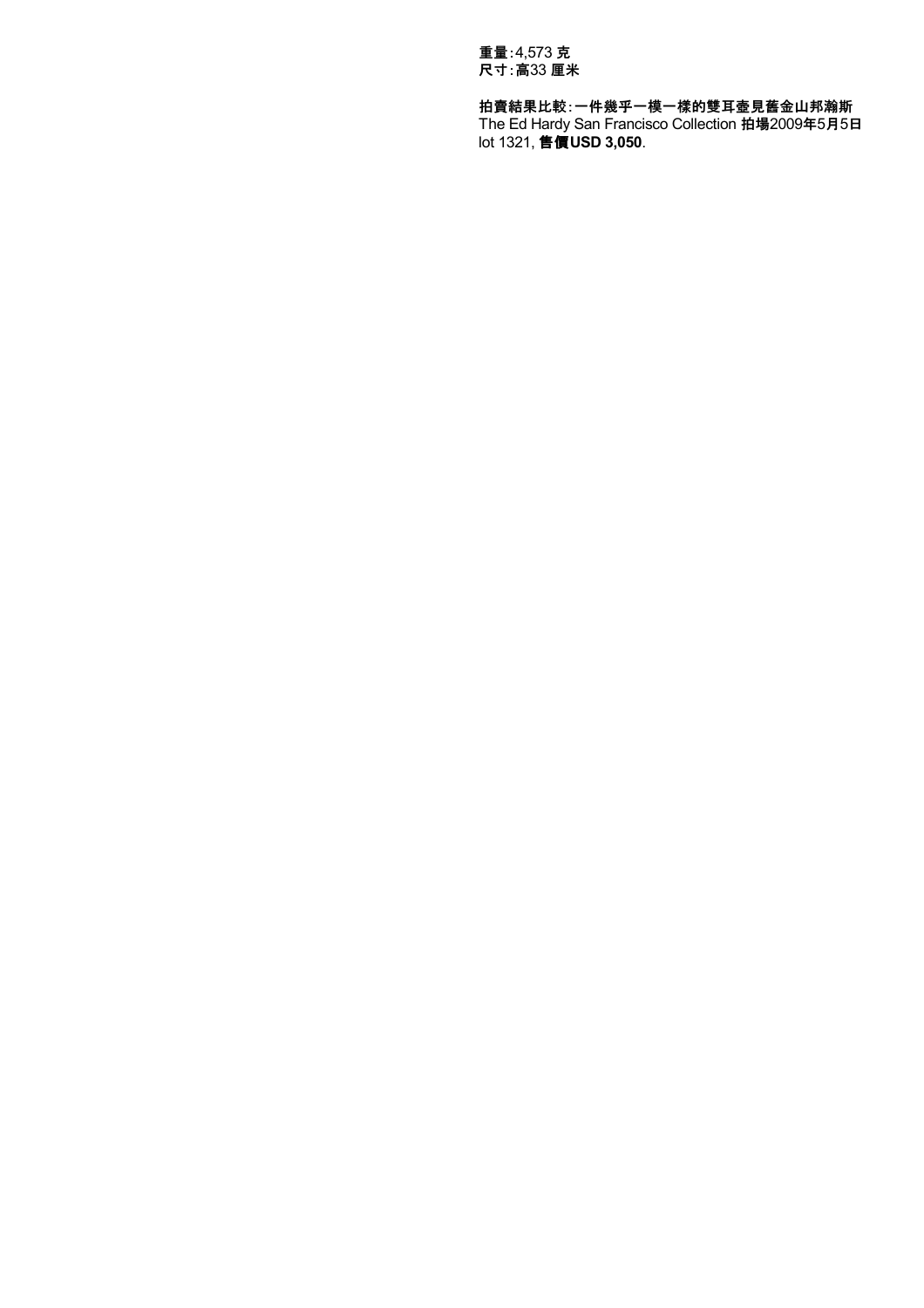**重量**:4,573 **克**
**尺寸**:**高**33 **厘米**

**拍賣結果比較:一件幾乎一模一樣的雙耳壺見舊金山邦瀚斯**
The Ed Hardy San Francisco Collection **拍場**2009**年**5**月**5**日**
lot 1321, **售價USD 3,050**.